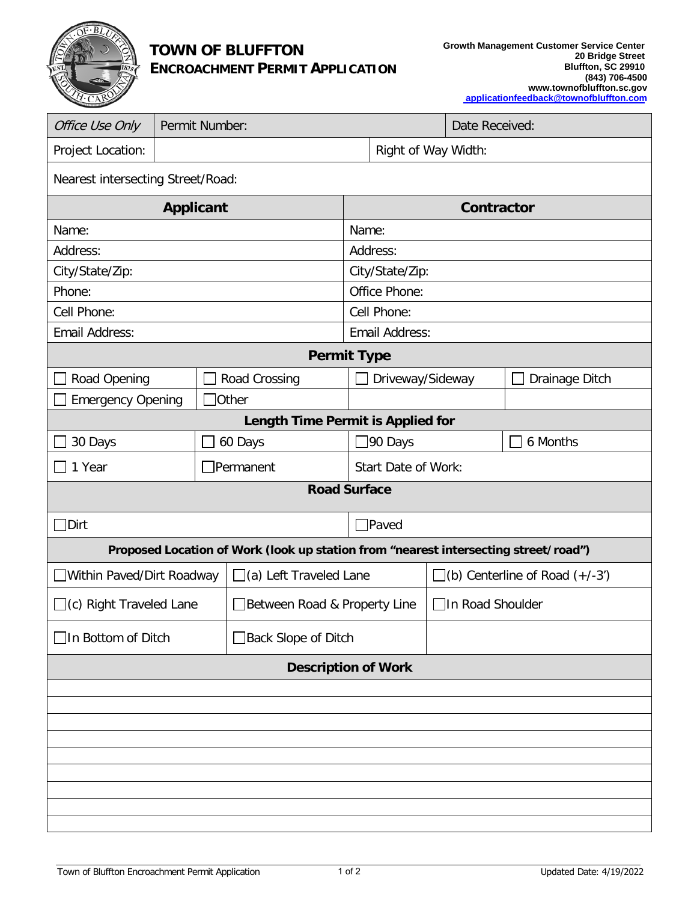# TOWN OF BLUFFTON

## ENCROACHMENT PERMIT APPLICATION

**Growth Management Customer Service Center**
**20 Bridge Street**
**Bluffton, SC 29910**
**(843) 706-4500**
**www.townofbluffton.sc.gov**
**applicationfeedback@townofbluffton.com**

| *Office Use Only* | Permit Number: | Date Received: |
|---|---|---|
| Project Location: | | Right of Way Width: |
| Nearest intersecting Street/Road: | | |

| **Applicant** | **Contractor** |
|---|---|
| Name: | Name: |
| Address: | Address: |
| City/State/Zip: | City/State/Zip: |
| Phone: | Office Phone: |
| Cell Phone: | Cell Phone: |
| Email Address: | Email Address: |

| **Permit Type** | | | |
|---|---|---|---|
| ☐ Road Opening | ☐ Road Crossing | ☐ Driveway/Sideway | ☐ Drainage Ditch |
| ☐ Emergency Opening | ☐ Other | | |

| **Length Time Permit is Applied for** | | | |
|---|---|---|---|
| ☐ 30 Days | ☐ 60 Days | ☐ 90 Days | ☐ 6 Months |
| ☐ 1 Year | ☐ Permanent | Start Date of Work: | |

| **Road Surface** | |
|---|---|
| ☐ Dirt | ☐ Paved |

| **Proposed Location of Work (look up station from "nearest intersecting street/road")** | | |
|---|---|---|
| ☐ Within Paved/Dirt Roadway | ☐ (a) Left Traveled Lane | ☐ (b) Centerline of Road (+/-3') |
| ☐ (c) Right Traveled Lane | ☐ Between Road & Property Line | ☐ In Road Shoulder |
| ☐ In Bottom of Ditch | ☐ Back Slope of Ditch | |

| **Description of Work** |
|---|
| |
| |
| |
| |
| |
| |
| |
| |
| |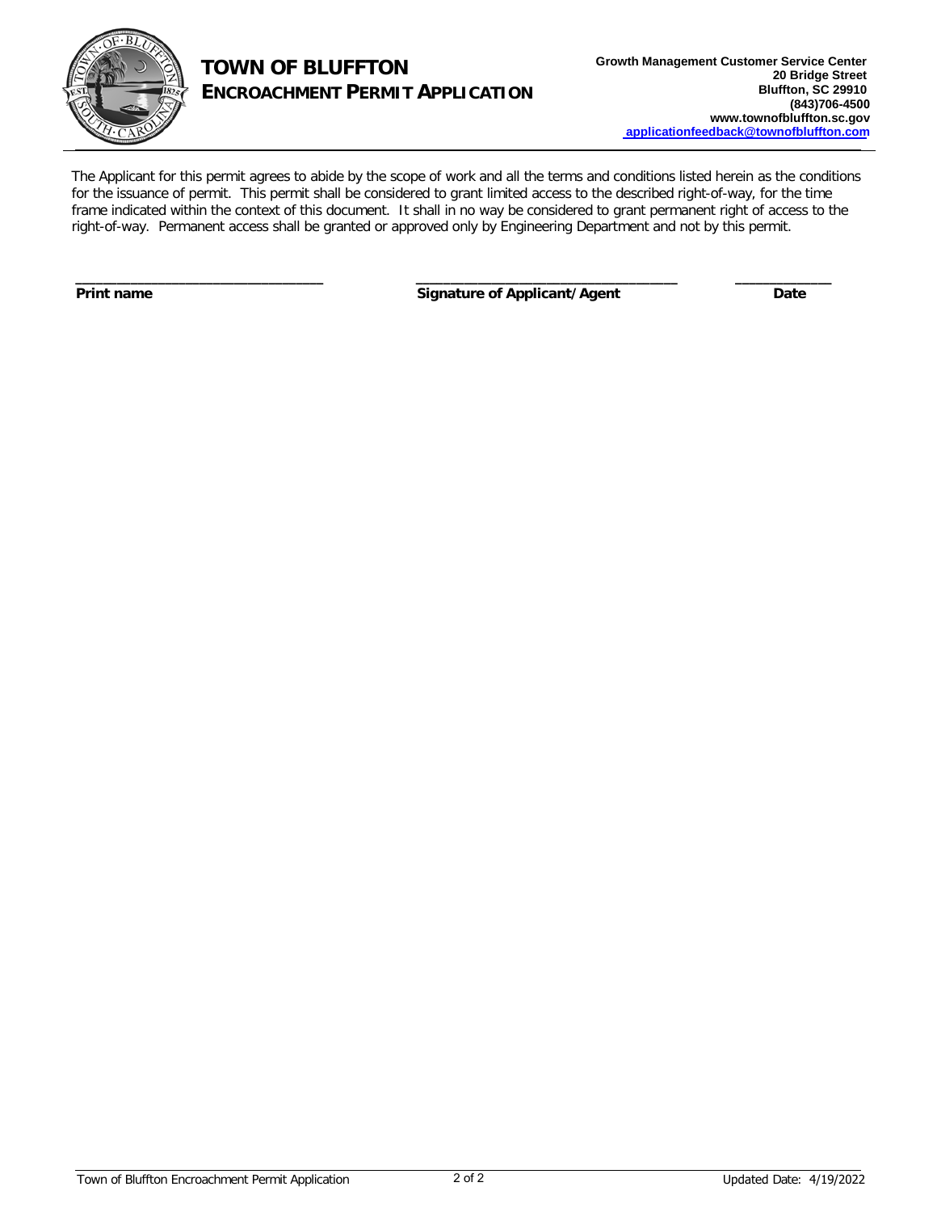# TOWN OF BLUFFTON
## ENCROACHMENT PERMIT APPLICATION

**Growth Management Customer Service Center**
**20 Bridge Street**
**Bluffton, SC 29910**
**(843)706-4500**
**www.townofbluffton.sc.gov**
**applicationfeedback@townofbluffton.com**

The Applicant for this permit agrees to abide by the scope of work and all the terms and conditions listed herein as the conditions for the issuance of permit. This permit shall be considered to grant limited access to the described right-of-way, for the time frame indicated within the context of this document. It shall in no way be considered to grant permanent right of access to the right-of-way. Permanent access shall be granted or approved only by Engineering Department and not by this permit.

| | | |
|---|---|---|
| ______________________________ | ______________________________ | ____________ |
| **Print name** | **Signature of Applicant/Agent** | **Date** |